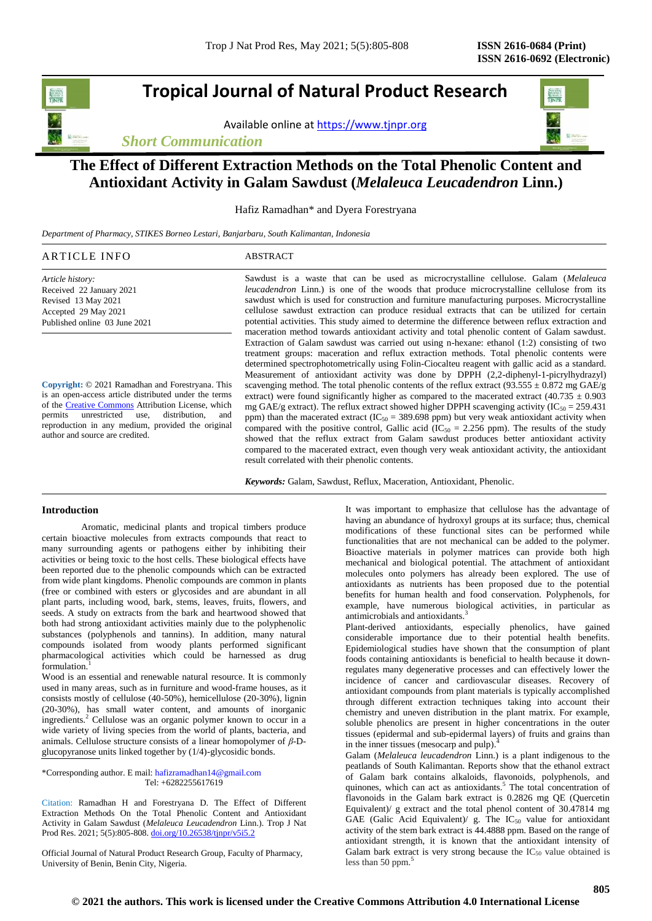# Tropical Journal of Natural Product Research

Available online at https://www.tjnpr.org

*Short Communication*

# The Effect of Different Extraction Methods on the Total Phenolic Content and Antioxidant Activity in Galam Sawdust (*Melaleuca Leucadendron* Linn.)

Hafiz Ramadhan* and Dyera Forestryana

*Department of Pharmacy, STIKES Borneo Lestari, Banjarbaru, South Kalimantan, Indonesia*

## ARTICLE INFO

*Article history:*
Received 22 January 2021
Revised 13 May 2021
Accepted 29 May 2021
Published online 03 June 2021

**Copyright:** © 2021 Ramadhan and Forestryana. This is an open-access article distributed under the terms of the Creative Commons Attribution License, which permits unrestricted use, distribution, and reproduction in any medium, provided the original author and source are credited.

## ABSTRACT

Sawdust is a waste that can be used as microcrystalline cellulose. Galam (*Melaleuca leucadendron* Linn.) is one of the woods that produce microcrystalline cellulose from its sawdust which is used for construction and furniture manufacturing purposes. Microcrystalline cellulose sawdust extraction can produce residual extracts that can be utilized for certain potential activities. This study aimed to determine the difference between reflux extraction and maceration method towards antioxidant activity and total phenolic content of Galam sawdust. Extraction of Galam sawdust was carried out using n-hexane: ethanol (1:2) consisting of two treatment groups: maceration and reflux extraction methods. Total phenolic contents were determined spectrophotometrically using Folin-Ciocalteu reagent with gallic acid as a standard. Measurement of antioxidant activity was done by DPPH (2,2-diphenyl-1-picrylhydrazyl) scavenging method. The total phenolic contents of the reflux extract ($93.555 \pm 0.872$ mg GAE/g extract) were found significantly higher as compared to the macerated extract ($40.735 \pm 0.903$ mg GAE/g extract). The reflux extract showed higher DPPH scavenging activity ($IC_{50}$ = 259.431 ppm) than the macerated extract ($IC_{50}$ = 389.698 ppm) but very weak antioxidant activity when compared with the positive control, Gallic acid ($IC_{50}$ = 2.256 ppm). The results of the study showed that the reflux extract from Galam sawdust produces better antioxidant activity compared to the macerated extract, even though very weak antioxidant activity, the antioxidant result correlated with their phenolic contents.

***Keywords:*** Galam, Sawdust, Reflux, Maceration, Antioxidant, Phenolic.

## Introduction

Aromatic, medicinal plants and tropical timbers produce certain bioactive molecules from extracts compounds that react to many surrounding agents or pathogens either by inhibiting their activities or being toxic to the host cells. These biological effects have been reported due to the phenolic compounds which can be extracted from wide plant kingdoms. Phenolic compounds are common in plants (free or combined with esters or glycosides and are abundant in all plant parts, including wood, bark, stems, leaves, fruits, flowers, and seeds. A study on extracts from the bark and heartwood showed that both had strong antioxidant activities mainly due to the polyphenolic substances (polyphenols and tannins). In addition, many natural compounds isolated from woody plants performed significant pharmacological activities which could be harnessed as drug formulation.[1]

Wood is an essential and renewable natural resource. It is commonly used in many areas, such as in furniture and wood-frame houses, as it consists mostly of cellulose (40-50%), hemicellulose (20-30%), lignin (20-30%), has small water content, and amounts of inorganic ingredients.[2] Cellulose was an organic polymer known to occur in a wide variety of living species from the world of plants, bacteria, and animals. Cellulose structure consists of a linear homopolymer of $\beta$-D-glucopyranose units linked together by (1/4)-glycosidic bonds.

It was important to emphasize that cellulose has the advantage of having an abundance of hydroxyl groups at its surface; thus, chemical modifications of these functional sites can be performed while functionalities that are not mechanical can be added to the polymer. Bioactive materials in polymer matrices can provide both high mechanical and biological potential. The attachment of antioxidant molecules onto polymers has already been explored. The use of antioxidants as nutrients has been proposed due to the potential benefits for human health and food conservation. Polyphenols, for example, have numerous biological activities, in particular as antimicrobials and antioxidants.[3]

Plant-derived antioxidants, especially phenolics, have gained considerable importance due to their potential health benefits. Epidemiological studies have shown that the consumption of plant foods containing antioxidants is beneficial to health because it down-regulates many degenerative processes and can effectively lower the incidence of cancer and cardiovascular diseases. Recovery of antioxidant compounds from plant materials is typically accomplished through different extraction techniques taking into account their chemistry and uneven distribution in the plant matrix. For example, soluble phenolics are present in higher concentrations in the outer tissues (epidermal and sub-epidermal layers) of fruits and grains than in the inner tissues (mesocarp and pulp).[4]

Galam (*Melaleuca leucadendron* Linn.) is a plant indigenous to the peatlands of South Kalimantan. Reports show that the ethanol extract of Galam bark contains alkaloids, flavonoids, polyphenols, and quinones, which can act as antioxidants.[5] The total concentration of flavonoids in the Galam bark extract is 0.2826 mg QE (Quercetin Equivalent)/ g extract and the total phenol content of 30.47814 mg GAE (Galic Acid Equivalent)/ g. The $IC_{50}$ value for antioxidant activity of the stem bark extract is 44.4888 ppm. Based on the range of antioxidant strength, it is known that the antioxidant intensity of Galam bark extract is very strong because the $IC_{50}$ value obtained is less than 50 ppm.[5]

*Corresponding author. E mail: hafizramadhan14@gmail.com
Tel: +6282255617619

Citation: Ramadhan H and Forestryana D. The Effect of Different Extraction Methods On the Total Phenolic Content and Antioxidant Activity in Galam Sawdust (*Melaleuca Leucadendron* Linn.). Trop J Nat Prod Res. 2021; 5(5):805-808. doi.org/10.26538/tjnpr/v5i5.2

Official Journal of Natural Product Research Group, Faculty of Pharmacy, University of Benin, Benin City, Nigeria.

© 2021 the authors. This work is licensed under the Creative Commons Attribution 4.0 International License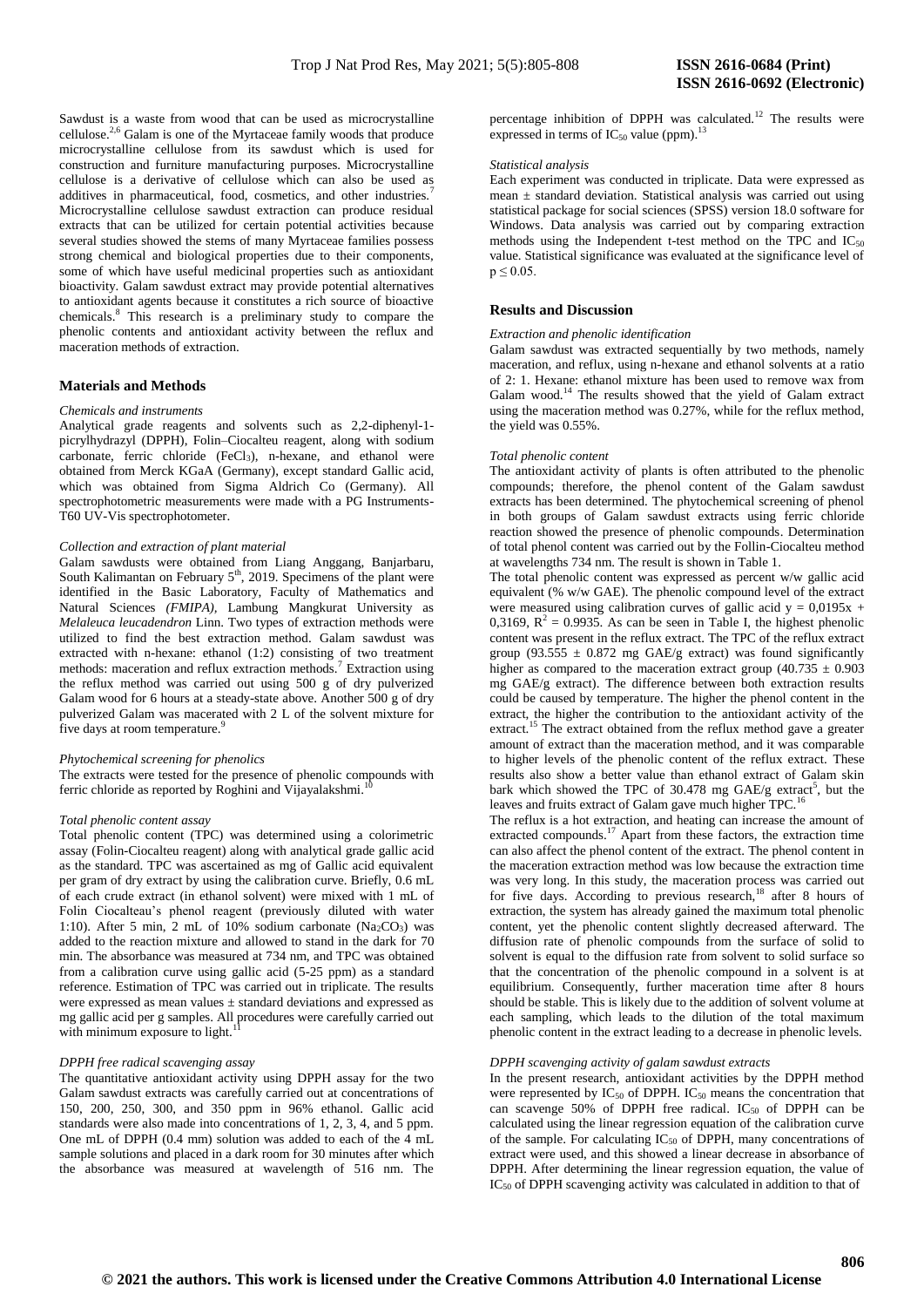Sawdust is a waste from wood that can be used as microcrystalline cellulose.[2,6] Galam is one of the Myrtaceae family woods that produce microcrystalline cellulose from its sawdust which is used for construction and furniture manufacturing purposes. Microcrystalline cellulose is a derivative of cellulose which can also be used as additives in pharmaceutical, food, cosmetics, and other industries.[7] Microcrystalline cellulose sawdust extraction can produce residual extracts that can be utilized for certain potential activities because several studies showed the stems of many Myrtaceae families possess strong chemical and biological properties due to their components, some of which have useful medicinal properties such as antioxidant bioactivity. Galam sawdust extract may provide potential alternatives to antioxidant agents because it constitutes a rich source of bioactive chemicals.[8] This research is a preliminary study to compare the phenolic contents and antioxidant activity between the reflux and maceration methods of extraction.

## Materials and Methods

### *Chemicals and instruments*

Analytical grade reagents and solvents such as 2,2-diphenyl-1-picrylhydrazyl (DPPH), Folin–Ciocalteu reagent, along with sodium carbonate, ferric chloride ($FeCl_3$), n-hexane, and ethanol were obtained from Merck KGaA (Germany), except standard Gallic acid, which was obtained from Sigma Aldrich Co (Germany). All spectrophotometric measurements were made with a PG Instruments-T60 UV-Vis spectrophotometer.

### *Collection and extraction of plant material*

Galam sawdusts were obtained from Liang Anggang, Banjarbaru, South Kalimantan on February 5th, 2019. Specimens of the plant were identified in the Basic Laboratory, Faculty of Mathematics and Natural Sciences *(FMIPA)*, Lambung Mangkurat University as *Melaleuca leucadendron* Linn. Two types of extraction methods were utilized to find the best extraction method. Galam sawdust was extracted with n-hexane: ethanol (1:2) consisting of two treatment methods: maceration and reflux extraction methods.[7] Extraction using the reflux method was carried out using 500 g of dry pulverized Galam wood for 6 hours at a steady-state above. Another 500 g of dry pulverized Galam was macerated with 2 L of the solvent mixture for five days at room temperature.[9]

### *Phytochemical screening for phenolics*

The extracts were tested for the presence of phenolic compounds with ferric chloride as reported by Roghini and Vijayalakshmi.[10]

### *Total phenolic content assay*

Total phenolic content (TPC) was determined using a colorimetric assay (Folin-Ciocalteu reagent) along with analytical grade gallic acid as the standard. TPC was ascertained as mg of Gallic acid equivalent per gram of dry extract by using the calibration curve. Briefly, 0.6 mL of each crude extract (in ethanol solvent) were mixed with 1 mL of Folin Ciocalteu's phenol reagent (previously diluted with water 1:10). After 5 min, 2 mL of 10% sodium carbonate ($Na_2CO_3$) was added to the reaction mixture and allowed to stand in the dark for 70 min. The absorbance was measured at 734 nm, and TPC was obtained from a calibration curve using gallic acid (5-25 ppm) as a standard reference. Estimation of TPC was carried out in triplicate. The results were expressed as mean values ± standard deviations and expressed as mg gallic acid per g samples. All procedures were carefully carried out with minimum exposure to light.[11]

### *DPPH free radical scavenging assay*

The quantitative antioxidant activity using DPPH assay for the two Galam sawdust extracts was carefully carried out at concentrations of 150, 200, 250, 300, and 350 ppm in 96% ethanol. Gallic acid standards were also made into concentrations of 1, 2, 3, 4, and 5 ppm. One mL of DPPH (0.4 mm) solution was added to each of the 4 mL sample solutions and placed in a dark room for 30 minutes after which the absorbance was measured at wavelength of 516 nm. The percentage inhibition of DPPH was calculated.[12] The results were expressed in terms of $IC_{50}$ value (ppm).[13]

### *Statistical analysis*

Each experiment was conducted in triplicate. Data were expressed as mean ± standard deviation. Statistical analysis was carried out using statistical package for social sciences (SPSS) version 18.0 software for Windows. Data analysis was carried out by comparing extraction methods using the Independent t-test method on the TPC and $IC_{50}$ value. Statistical significance was evaluated at the significance level of $p \leq 0.05$.

## Results and Discussion

### *Extraction and phenolic identification*

Galam sawdust was extracted sequentially by two methods, namely maceration, and reflux, using n-hexane and ethanol solvents at a ratio of 2: 1. Hexane: ethanol mixture has been used to remove wax from Galam wood.[14] The results showed that the yield of Galam extract using the maceration method was 0.27%, while for the reflux method, the yield was 0.55%.

### *Total phenolic content*

The antioxidant activity of plants is often attributed to the phenolic compounds; therefore, the phenol content of the Galam sawdust extracts has been determined. The phytochemical screening of phenol in both groups of Galam sawdust extracts using ferric chloride reaction showed the presence of phenolic compounds. Determination of total phenol content was carried out by the Follin-Ciocalteu method at wavelengths 734 nm. The result is shown in Table 1.

The total phenolic content was expressed as percent w/w gallic acid equivalent (% w/w GAE). The phenolic compound level of the extract were measured using calibration curves of gallic acid $y = 0{,}0195x + 0{,}3169$, $R^2 = 0.9935$. As can be seen in Table I, the highest phenolic content was present in the reflux extract. The TPC of the reflux extract group (93.555 ± 0.872 mg GAE/g extract) was found significantly higher as compared to the maceration extract group (40.735 ± 0.903 mg GAE/g extract). The difference between both extraction results could be caused by temperature. The higher the phenol content in the extract, the higher the contribution to the antioxidant activity of the extract.[15] The extract obtained from the reflux method gave a greater amount of extract than the maceration method, and it was comparable to higher levels of the phenolic content of the reflux extract. These results also show a better value than ethanol extract of Galam skin bark which showed the TPC of 30.478 mg GAE/g extract[5], but the leaves and fruits extract of Galam gave much higher TPC.[16]

The reflux is a hot extraction, and heating can increase the amount of extracted compounds.[17] Apart from these factors, the extraction time can also affect the phenol content of the extract. The phenol content in the maceration extraction method was low because the extraction time was very long. In this study, the maceration process was carried out for five days. According to previous research,[18] after 8 hours of extraction, the system has already gained the maximum total phenolic content, yet the phenolic content slightly decreased afterward. The diffusion rate of phenolic compounds from the surface of solid to solvent is equal to the diffusion rate from solvent to solid surface so that the concentration of the phenolic compound in a solvent is at equilibrium. Consequently, further maceration time after 8 hours should be stable. This is likely due to the addition of solvent volume at each sampling, which leads to the dilution of the total maximum phenolic content in the extract leading to a decrease in phenolic levels.

### *DPPH scavenging activity of galam sawdust extracts*

In the present research, antioxidant activities by the DPPH method were represented by $IC_{50}$ of DPPH. $IC_{50}$ means the concentration that can scavenge 50% of DPPH free radical. $IC_{50}$ of DPPH can be calculated using the linear regression equation of the calibration curve of the sample. For calculating $IC_{50}$ of DPPH, many concentrations of extract were used, and this showed a linear decrease in absorbance of DPPH. After determining the linear regression equation, the value of $IC_{50}$ of DPPH scavenging activity was calculated in addition to that of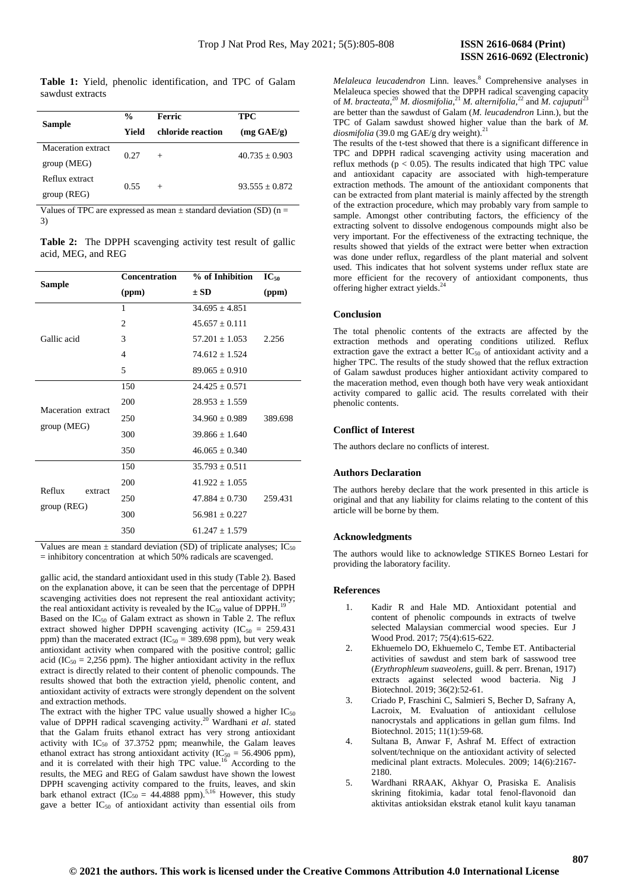**Table 1:** Yield, phenolic identification, and TPC of Galam sawdust extracts

| Sample | % Yield | Ferric chloride reaction | TPC (mg GAE/g) |
|---|---|---|---|
| Maceration extract group (MEG) | 0.27 | + | 40.735 ± 0.903 |
| Reflux extract group (REG) | 0.55 | + | 93.555 ± 0.872 |

Values of TPC are expressed as mean ± standard deviation (SD) (n = 3)

**Table 2:** The DPPH scavenging activity test result of gallic acid, MEG, and REG

| Sample | Concentration (ppm) | % of Inhibition ± SD | $IC_{50}$ (ppm) |
|---|---|---|---|
| Gallic acid | 1 | 34.695 ± 4.851 | 2.256 |
| | 2 | 45.657 ± 0.111 | |
| | 3 | 57.201 ± 1.053 | |
| | 4 | 74.612 ± 1.524 | |
| | 5 | 89.065 ± 0.910 | |
| Maceration extract group (MEG) | 150 | 24.425 ± 0.571 | 389.698 |
| | 200 | 28.953 ± 1.559 | |
| | 250 | 34.960 ± 0.989 | |
| | 300 | 39.866 ± 1.640 | |
| | 350 | 46.065 ± 0.340 | |
| Reflux extract group (REG) | 150 | 35.793 ± 0.511 | 259.431 |
| | 200 | 41.922 ± 1.055 | |
| | 250 | 47.884 ± 0.730 | |
| | 300 | 56.981 ± 0.227 | |
| | 350 | 61.247 ± 1.579 | |

Values are mean ± standard deviation (SD) of triplicate analyses; $IC_{50}$ = inhibitory concentration at which 50% radicals are scavenged.

gallic acid, the standard antioxidant used in this study (Table 2). Based on the explanation above, it can be seen that the percentage of DPPH scavenging activities does not represent the real antioxidant activity; the real antioxidant activity is revealed by the $IC_{50}$ value of DPPH.[19]

Based on the $IC_{50}$ of Galam extract as shown in Table 2. The reflux extract showed higher DPPH scavenging activity ($IC_{50}$ = 259.431 ppm) than the macerated extract ($IC_{50}$ = 389.698 ppm), but very weak antioxidant activity when compared with the positive control; gallic acid ($IC_{50}$ = 2,256 ppm). The higher antioxidant activity in the reflux extract is directly related to their content of phenolic compounds. The results showed that both the extraction yield, phenolic content, and antioxidant activity of extracts were strongly dependent on the solvent and extraction methods.

The extract with the higher TPC value usually showed a higher $IC_{50}$ value of DPPH radical scavenging activity.[20] Wardhani *et al*. stated that the Galam fruits ethanol extract has very strong antioxidant activity with $IC_{50}$ of 37.3752 ppm; meanwhile, the Galam leaves ethanol extract has strong antioxidant activity ($IC_{50}$ = 56.4906 ppm), and it is correlated with their high TPC value.[16] According to the results, the MEG and REG of Galam sawdust have shown the lowest DPPH scavenging activity compared to the fruits, leaves, and skin bark ethanol extract ($IC_{50}$ = 44.4888 ppm).[5,16] However, this study gave a better $IC_{50}$ of antioxidant activity than essential oils from *Melaleuca leucadendron* Linn. leaves.[8] Comprehensive analyses in Melaleuca species showed that the DPPH radical scavenging capacity of *M. bracteata*,[20] *M. diosmifolia*,[21] *M. alternifolia*,[22] and *M. cajuputi*[23] are better than the sawdust of Galam (*M. leucadendron* Linn.), but the TPC of Galam sawdust showed higher value than the bark of *M. diosmifolia* (39.0 mg GAE/g dry weight).[21]

The results of the t-test showed that there is a significant difference in TPC and DPPH radical scavenging activity using maceration and reflux methods ($p < 0.05$). The results indicated that high TPC value and antioxidant capacity are associated with high-temperature extraction methods. The amount of the antioxidant components that can be extracted from plant material is mainly affected by the strength of the extraction procedure, which may probably vary from sample to sample. Amongst other contributing factors, the efficiency of the extracting solvent to dissolve endogenous compounds might also be very important. For the effectiveness of the extracting technique, the results showed that yields of the extract were better when extraction was done under reflux, regardless of the plant material and solvent used. This indicates that hot solvent systems under reflux state are more efficient for the recovery of antioxidant components, thus offering higher extract yields.[24]

## Conclusion

The total phenolic contents of the extracts are affected by the extraction methods and operating conditions utilized. Reflux extraction gave the extract a better $IC_{50}$ of antioxidant activity and a higher TPC. The results of the study showed that the reflux extraction of Galam sawdust produces higher antioxidant activity compared to the maceration method, even though both have very weak antioxidant activity compared to gallic acid. The results correlated with their phenolic contents.

## Conflict of Interest

The authors declare no conflicts of interest.

## Authors Declaration

The authors hereby declare that the work presented in this article is original and that any liability for claims relating to the content of this article will be borne by them.

## Acknowledgments

The authors would like to acknowledge STIKES Borneo Lestari for providing the laboratory facility.

## References

1. Kadir R and Hale MD. Antioxidant potential and content of phenolic compounds in extracts of twelve selected Malaysian commercial wood species. Eur J Wood Prod. 2017; 75(4):615-622.
2. Ekhuemelo DO, Ekhuemelo C, Tembe ET. Antibacterial activities of sawdust and stem bark of sasswood tree (*Erythrophleum suaveolens*, guill. & perr. Brenan, 1917) extracts against selected wood bacteria. Nig J Biotechnol. 2019; 36(2):52-61.
3. Criado P, Fraschini C, Salmieri S, Becher D, Safrany A, Lacroix, M. Evaluation of antioxidant cellulose nanocrystals and applications in gellan gum films. Ind Biotechnol. 2015; 11(1):59-68.
4. Sultana B, Anwar F, Ashraf M. Effect of extraction solvent/technique on the antioxidant activity of selected medicinal plant extracts. Molecules. 2009; 14(6):2167-2180.
5. Wardhani RRAAK, Akhyar O, Prasiska E. Analisis skrining fitokimia, kadar total fenol-flavonoid dan aktivitas antioksidan ekstrak etanol kulit kayu tanaman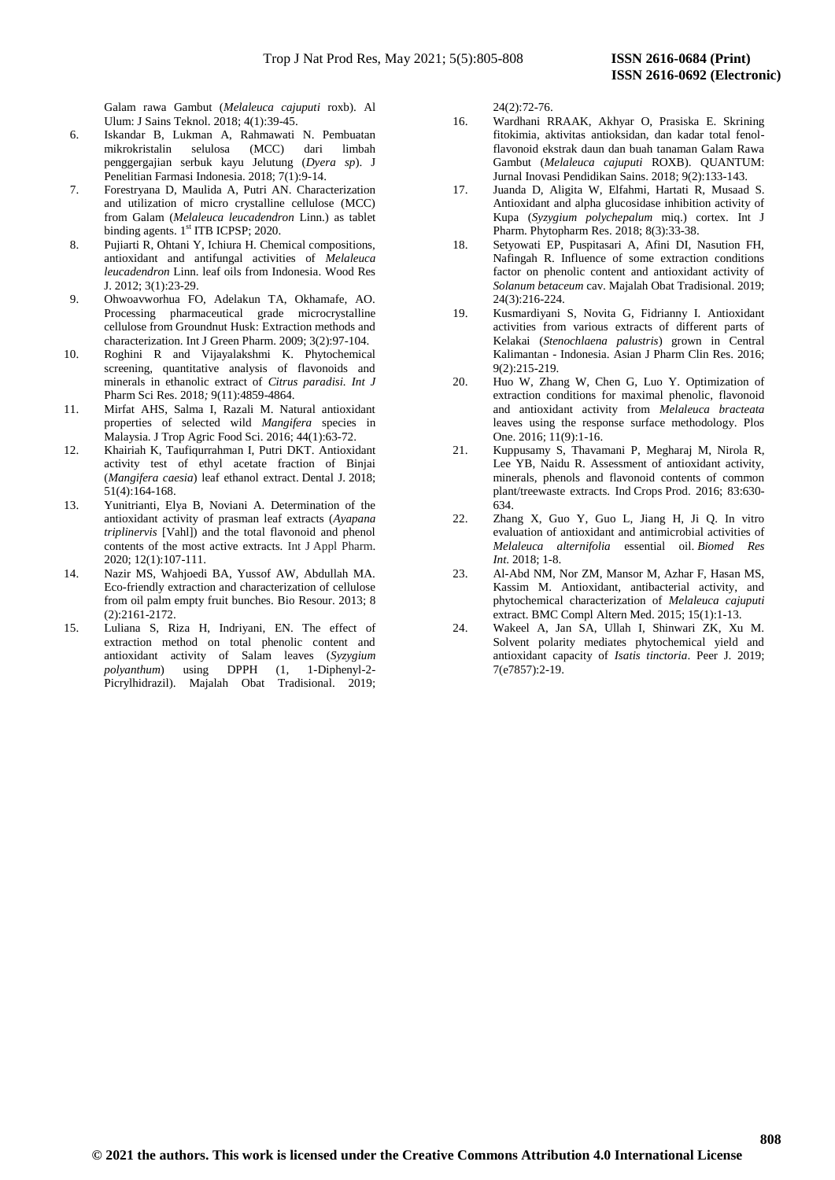Galam rawa Gambut (*Melaleuca cajuputi* roxb). Al Ulum: J Sains Teknol. 2018; 4(1):39-45.

6. Iskandar B, Lukman A, Rahmawati N. Pembuatan mikrokristalin selulosa (MCC) dari limbah penggergajian serbuk kayu Jelutung (*Dyera sp*). J Penelitian Farmasi Indonesia. 2018; 7(1):9-14.
7. Forestryana D, Maulida A, Putri AN. Characterization and utilization of micro crystalline cellulose (MCC) from Galam (*Melaleuca leucadendron* Linn.) as tablet binding agents. 1st ITB ICPSP; 2020.
8. Pujiarti R, Ohtani Y, Ichiura H. Chemical compositions, antioxidant and antifungal activities of *Melaleuca leucadendron* Linn. leaf oils from Indonesia. Wood Res J. 2012; 3(1):23-29.
9. Ohwoavworhua FO, Adelakun TA, Okhamafe, AO. Processing pharmaceutical grade microcrystalline cellulose from Groundnut Husk: Extraction methods and characterization. Int J Green Pharm. 2009; 3(2):97-104.
10. Roghini R and Vijayalakshmi K. Phytochemical screening, quantitative analysis of flavonoids and minerals in ethanolic extract of *Citrus paradisi. Int J* Pharm Sci Res. 2018*;* 9(11):4859-4864.
11. Mirfat AHS, Salma I, Razali M. Natural antioxidant properties of selected wild *Mangifera* species in Malaysia. J Trop Agric Food Sci. 2016; 44(1):63-72.
12. Khairiah K, Taufiqurrahman I, Putri DKT. Antioxidant activity test of ethyl acetate fraction of Binjai (*Mangifera caesia*) leaf ethanol extract. Dental J. 2018; 51(4):164-168.
13. Yunitrianti, Elya B, Noviani A. Determination of the antioxidant activity of prasman leaf extracts (*Ayapana triplinervis* [Vahl]) and the total flavonoid and phenol contents of the most active extracts. Int J Appl Pharm. 2020; 12(1):107-111.
14. Nazir MS, Wahjoedi BA, Yussof AW, Abdullah MA. Eco-friendly extraction and characterization of cellulose from oil palm empty fruit bunches. Bio Resour. 2013; 8 (2):2161-2172.
15. Luliana S, Riza H, Indriyani, EN. The effect of extraction method on total phenolic content and antioxidant activity of Salam leaves (*Syzygium polyanthum*) using DPPH (1, 1-Diphenyl-2-Picrylhidrazil). Majalah Obat Tradisional. 2019; 24(2):72-76.
16. Wardhani RRAAK, Akhyar O, Prasiska E. Skrining fitokimia, aktivitas antioksidan, dan kadar total fenol-flavonoid ekstrak daun dan buah tanaman Galam Rawa Gambut (*Melaleuca cajuputi* ROXB). QUANTUM: Jurnal Inovasi Pendidikan Sains. 2018; 9(2):133-143.
17. Juanda D, Aligita W, Elfahmi, Hartati R, Musaad S. Antioxidant and alpha glucosidase inhibition activity of Kupa (*Syzygium polychepalum* miq.) cortex. Int J Pharm. Phytopharm Res. 2018; 8(3):33-38.
18. Setyowati EP, Puspitasari A, Afini DI, Nasution FH, Nafingah R. Influence of some extraction conditions factor on phenolic content and antioxidant activity of *Solanum betaceum* cav. Majalah Obat Tradisional. 2019; 24(3):216-224.
19. Kusmardiyani S, Novita G, Fidrianny I. Antioxidant activities from various extracts of different parts of Kelakai (*Stenochlaena palustris*) grown in Central Kalimantan - Indonesia. Asian J Pharm Clin Res. 2016; 9(2):215-219.
20. Huo W, Zhang W, Chen G, Luo Y. Optimization of extraction conditions for maximal phenolic, flavonoid and antioxidant activity from *Melaleuca bracteata* leaves using the response surface methodology. Plos One. 2016; 11(9):1-16.
21. Kuppusamy S, Thavamani P, Megharaj M, Nirola R, Lee YB, Naidu R. Assessment of antioxidant activity, minerals, phenols and flavonoid contents of common plant/treewaste extracts. Ind Crops Prod. 2016; 83:630-634.
22. Zhang X, Guo Y, Guo L, Jiang H, Ji Q. In vitro evaluation of antioxidant and antimicrobial activities of *Melaleuca alternifolia* essential oil. *Biomed Res Int*. 2018; 1-8.
23. Al-Abd NM, Nor ZM, Mansor M, Azhar F, Hasan MS, Kassim M. Antioxidant, antibacterial activity, and phytochemical characterization of *Melaleuca cajuputi* extract. BMC Compl Altern Med. 2015; 15(1):1-13.
24. Wakeel A, Jan SA, Ullah I, Shinwari ZK, Xu M. Solvent polarity mediates phytochemical yield and antioxidant capacity of *Isatis tinctoria*. Peer J. 2019; 7(e7857):2-19.

**© 2021 the authors. This work is licensed under the Creative Commons Attribution 4.0 International License**